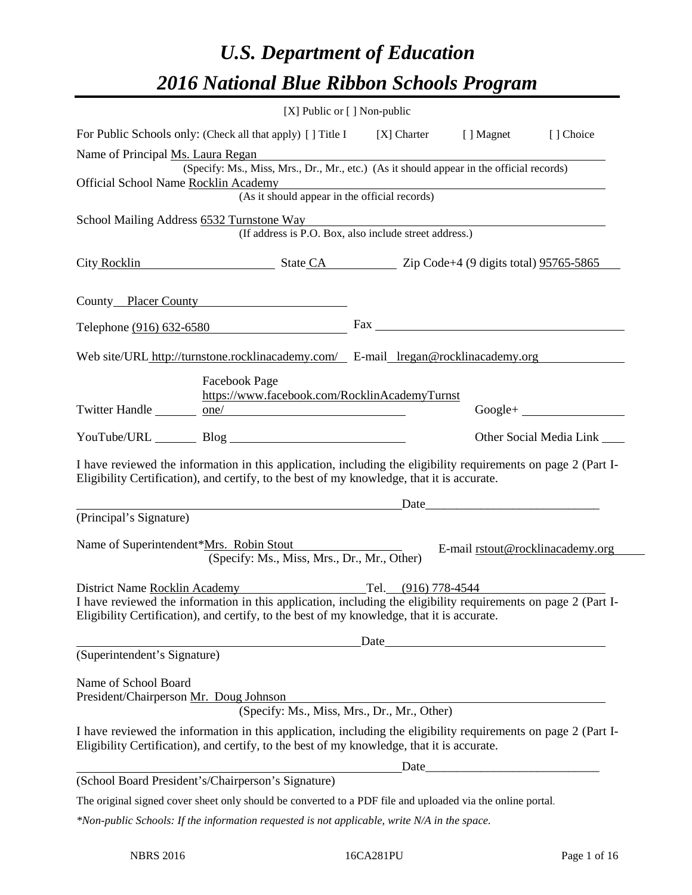# *U.S. Department of Education*

# *2016 National Blue Ribbon Schools Program*

[X] Public or [ ] Non-public

For Public Schools only: (Check all that apply) [ ] Title I [X] Charter [ ] Magnet [ ] Choice

Name of Principal Ms. Laura Regan
(Specify: Ms., Miss, Mrs., Dr., Mr., etc.) (As it should appear in the official records)

Official School Name Rocklin Academy
(As it should appear in the official records)

School Mailing Address 6532 Turnstone Way
(If address is P.O. Box, also include street address.)

City Rocklin State CA Zip Code+4 (9 digits total) 95765-5865

County Placer County

Telephone (916) 632-6580 Fax

Web site/URL http://turnstone.rocklinacademy.com/ E-mail lregan@rocklinacademy.org

Twitter Handle Facebook Page https://www.facebook.com/RocklinAcademyTurnstone/ Google+

YouTube/URL Blog Other Social Media Link

I have reviewed the information in this application, including the eligibility requirements on page 2 (Part I-Eligibility Certification), and certify, to the best of my knowledge, that it is accurate.

_______________________________ Date_______________________
(Principal's Signature)

Name of Superintendent*Mrs. Robin Stout E-mail rstout@rocklinacademy.org
(Specify: Ms., Miss, Mrs., Dr., Mr., Other)

District Name Rocklin Academy Tel. (916) 778-4544

I have reviewed the information in this application, including the eligibility requirements on page 2 (Part I-Eligibility Certification), and certify, to the best of my knowledge, that it is accurate.

_______________________________ Date_______________________
(Superintendent's Signature)

Name of School Board
President/Chairperson Mr. Doug Johnson
(Specify: Ms., Miss, Mrs., Dr., Mr., Other)

I have reviewed the information in this application, including the eligibility requirements on page 2 (Part I-Eligibility Certification), and certify, to the best of my knowledge, that it is accurate.

_______________________________ Date_______________________
(School Board President's/Chairperson's Signature)

The original signed cover sheet only should be converted to a PDF file and uploaded via the online portal.

*\*Non-public Schools: If the information requested is not applicable, write N/A in the space.*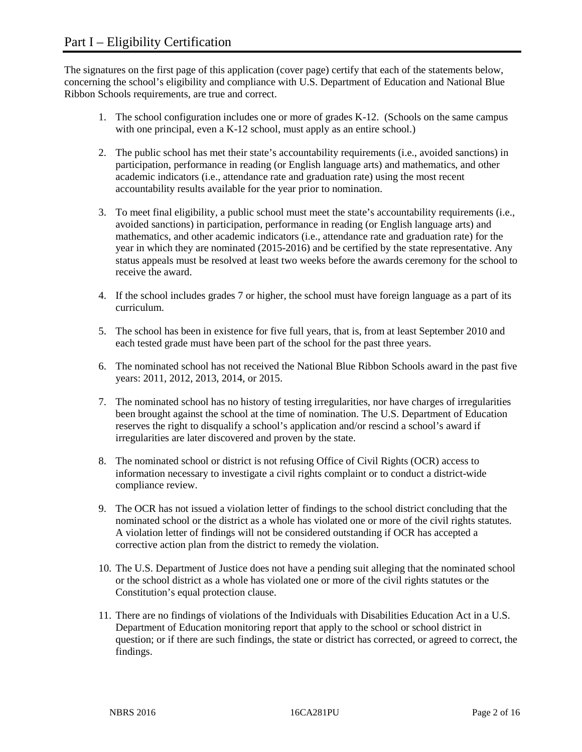# Part I – Eligibility Certification

The signatures on the first page of this application (cover page) certify that each of the statements below, concerning the school's eligibility and compliance with U.S. Department of Education and National Blue Ribbon Schools requirements, are true and correct.

1. The school configuration includes one or more of grades K-12. (Schools on the same campus with one principal, even a K-12 school, must apply as an entire school.)

2. The public school has met their state's accountability requirements (i.e., avoided sanctions) in participation, performance in reading (or English language arts) and mathematics, and other academic indicators (i.e., attendance rate and graduation rate) using the most recent accountability results available for the year prior to nomination.

3. To meet final eligibility, a public school must meet the state's accountability requirements (i.e., avoided sanctions) in participation, performance in reading (or English language arts) and mathematics, and other academic indicators (i.e., attendance rate and graduation rate) for the year in which they are nominated (2015-2016) and be certified by the state representative. Any status appeals must be resolved at least two weeks before the awards ceremony for the school to receive the award.

4. If the school includes grades 7 or higher, the school must have foreign language as a part of its curriculum.

5. The school has been in existence for five full years, that is, from at least September 2010 and each tested grade must have been part of the school for the past three years.

6. The nominated school has not received the National Blue Ribbon Schools award in the past five years: 2011, 2012, 2013, 2014, or 2015.

7. The nominated school has no history of testing irregularities, nor have charges of irregularities been brought against the school at the time of nomination. The U.S. Department of Education reserves the right to disqualify a school's application and/or rescind a school's award if irregularities are later discovered and proven by the state.

8. The nominated school or district is not refusing Office of Civil Rights (OCR) access to information necessary to investigate a civil rights complaint or to conduct a district-wide compliance review.

9. The OCR has not issued a violation letter of findings to the school district concluding that the nominated school or the district as a whole has violated one or more of the civil rights statutes. A violation letter of findings will not be considered outstanding if OCR has accepted a corrective action plan from the district to remedy the violation.

10. The U.S. Department of Justice does not have a pending suit alleging that the nominated school or the school district as a whole has violated one or more of the civil rights statutes or the Constitution's equal protection clause.

11. There are no findings of violations of the Individuals with Disabilities Education Act in a U.S. Department of Education monitoring report that apply to the school or school district in question; or if there are such findings, the state or district has corrected, or agreed to correct, the findings.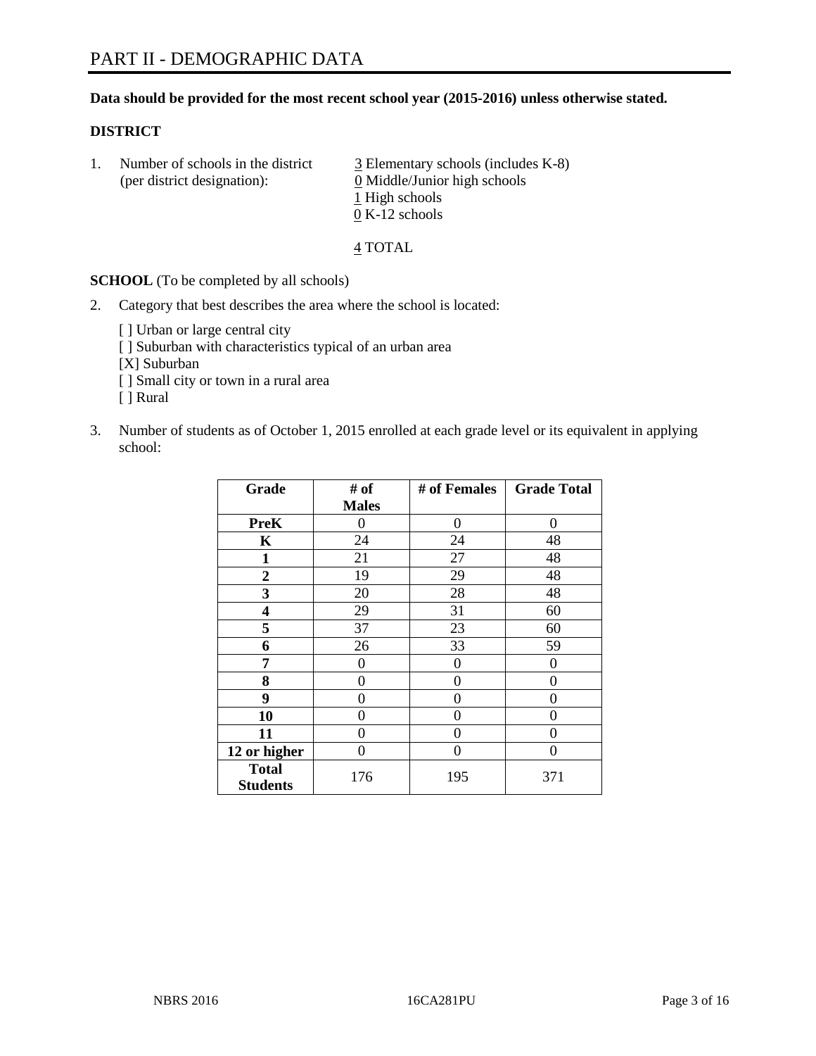# PART II - DEMOGRAPHIC DATA

**Data should be provided for the most recent school year (2015-2016) unless otherwise stated.**

**DISTRICT**

1. Number of schools in the district (per district designation):
   - 3 Elementary schools (includes K-8)
   - 0 Middle/Junior high schools
   - 1 High schools
   - 0 K-12 schools

   4 TOTAL

**SCHOOL** (To be completed by all schools)

2. Category that best describes the area where the school is located:

   [ ] Urban or large central city
   [ ] Suburban with characteristics typical of an urban area
   [X] Suburban
   [ ] Small city or town in a rural area
   [ ] Rural

3. Number of students as of October 1, 2015 enrolled at each grade level or its equivalent in applying school:

| Grade | # of Males | # of Females | Grade Total |
|---|---|---|---|
| **PreK** | 0 | 0 | 0 |
| **K** | 24 | 24 | 48 |
| **1** | 21 | 27 | 48 |
| **2** | 19 | 29 | 48 |
| **3** | 20 | 28 | 48 |
| **4** | 29 | 31 | 60 |
| **5** | 37 | 23 | 60 |
| **6** | 26 | 33 | 59 |
| **7** | 0 | 0 | 0 |
| **8** | 0 | 0 | 0 |
| **9** | 0 | 0 | 0 |
| **10** | 0 | 0 | 0 |
| **11** | 0 | 0 | 0 |
| **12 or higher** | 0 | 0 | 0 |
| **Total Students** | 176 | 195 | 371 |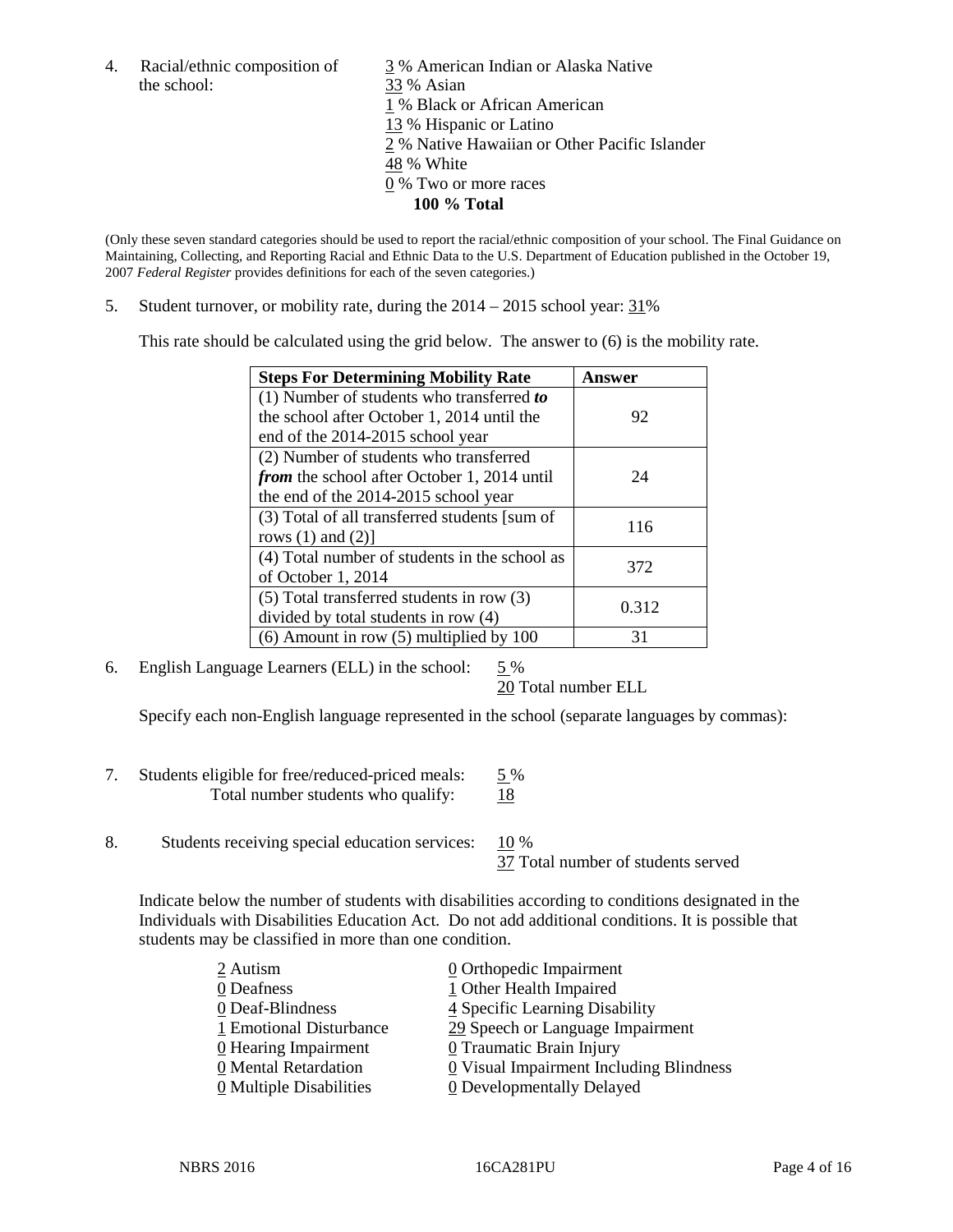4. Racial/ethnic composition of the school:

3 % American Indian or Alaska Native
33 % Asian
1 % Black or African American
13 % Hispanic or Latino
2 % Native Hawaiian or Other Pacific Islander
48 % White
0 % Two or more races
**100 % Total**

(Only these seven standard categories should be used to report the racial/ethnic composition of your school. The Final Guidance on Maintaining, Collecting, and Reporting Racial and Ethnic Data to the U.S. Department of Education published in the October 19, 2007 *Federal Register* provides definitions for each of the seven categories.)

5. Student turnover, or mobility rate, during the 2014 – 2015 school year: 31%

This rate should be calculated using the grid below. The answer to (6) is the mobility rate.

| Steps For Determining Mobility Rate | Answer |
|---|---|
| (1) Number of students who transferred ***to*** the school after October 1, 2014 until the end of the 2014-2015 school year | 92 |
| (2) Number of students who transferred ***from*** the school after October 1, 2014 until the end of the 2014-2015 school year | 24 |
| (3) Total of all transferred students [sum of rows (1) and (2)] | 116 |
| (4) Total number of students in the school as of October 1, 2014 | 372 |
| (5) Total transferred students in row (3) divided by total students in row (4) | 0.312 |
| (6) Amount in row (5) multiplied by 100 | 31 |

6. English Language Learners (ELL) in the school: 5 %
20 Total number ELL

Specify each non-English language represented in the school (separate languages by commas):

7. Students eligible for free/reduced-priced meals: 5 %
Total number students who qualify: 18

8. Students receiving special education services: 10 %
37 Total number of students served

Indicate below the number of students with disabilities according to conditions designated in the Individuals with Disabilities Education Act. Do not add additional conditions. It is possible that students may be classified in more than one condition.

2 Autism
0 Deafness
0 Deaf-Blindness
1 Emotional Disturbance
0 Hearing Impairment
0 Mental Retardation
0 Multiple Disabilities
0 Orthopedic Impairment
1 Other Health Impaired
4 Specific Learning Disability
29 Speech or Language Impairment
0 Traumatic Brain Injury
0 Visual Impairment Including Blindness
0 Developmentally Delayed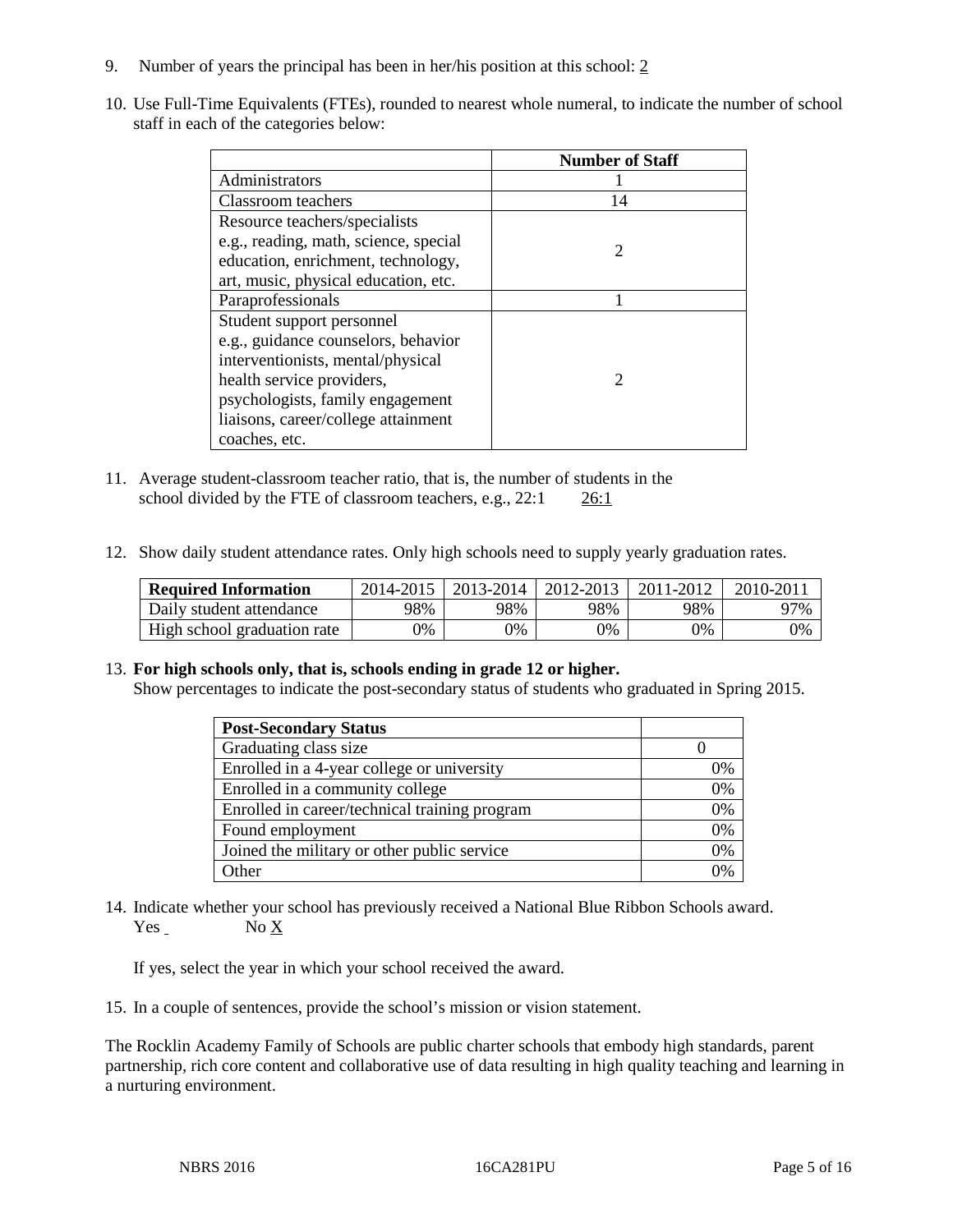9. Number of years the principal has been in her/his position at this school: 2

10. Use Full-Time Equivalents (FTEs), rounded to nearest whole numeral, to indicate the number of school staff in each of the categories below:

| | Number of Staff |
|---|---|
| Administrators | 1 |
| Classroom teachers | 14 |
| Resource teachers/specialists e.g., reading, math, science, special education, enrichment, technology, art, music, physical education, etc. | 2 |
| Paraprofessionals | 1 |
| Student support personnel e.g., guidance counselors, behavior interventionists, mental/physical health service providers, psychologists, family engagement liaisons, career/college attainment coaches, etc. | 2 |

11. Average student-classroom teacher ratio, that is, the number of students in the school divided by the FTE of classroom teachers, e.g., 22:1 26:1

12. Show daily student attendance rates. Only high schools need to supply yearly graduation rates.

| Required Information | 2014-2015 | 2013-2014 | 2012-2013 | 2011-2012 | 2010-2011 |
|---|---|---|---|---|---|
| Daily student attendance | 98% | 98% | 98% | 98% | 97% |
| High school graduation rate | 0% | 0% | 0% | 0% | 0% |

13. **For high schools only, that is, schools ending in grade 12 or higher.**
Show percentages to indicate the post-secondary status of students who graduated in Spring 2015.

| Post-Secondary Status | |
|---|---|
| Graduating class size | 0 |
| Enrolled in a 4-year college or university | 0% |
| Enrolled in a community college | 0% |
| Enrolled in career/technical training program | 0% |
| Found employment | 0% |
| Joined the military or other public service | 0% |
| Other | 0% |

14. Indicate whether your school has previously received a National Blue Ribbon Schools award.
Yes No X

If yes, select the year in which your school received the award.

15. In a couple of sentences, provide the school's mission or vision statement.

The Rocklin Academy Family of Schools are public charter schools that embody high standards, parent partnership, rich core content and collaborative use of data resulting in high quality teaching and learning in a nurturing environment.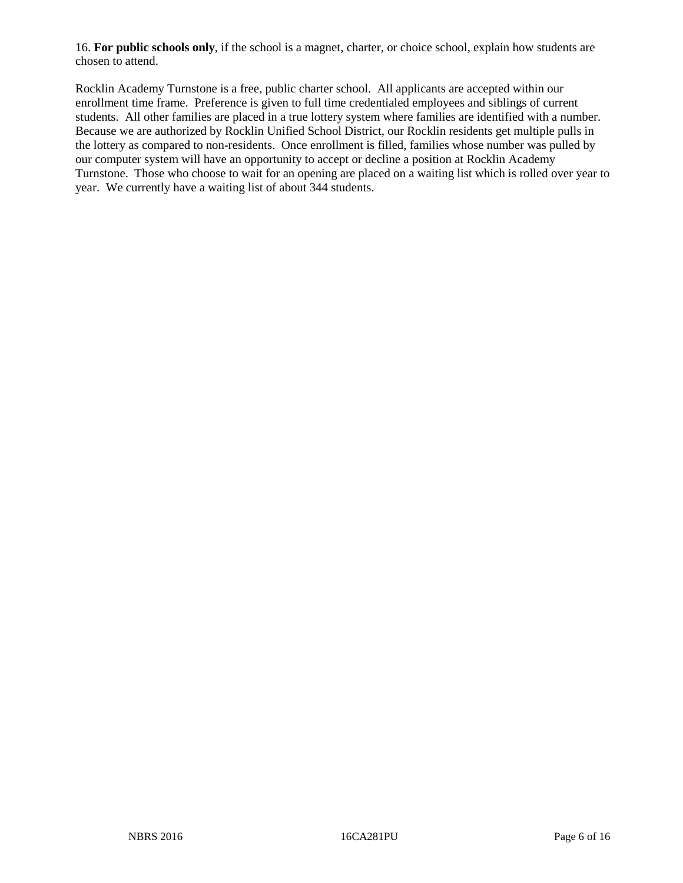16. **For public schools only**, if the school is a magnet, charter, or choice school, explain how students are chosen to attend.

Rocklin Academy Turnstone is a free, public charter school. All applicants are accepted within our enrollment time frame. Preference is given to full time credentialed employees and siblings of current students. All other families are placed in a true lottery system where families are identified with a number. Because we are authorized by Rocklin Unified School District, our Rocklin residents get multiple pulls in the lottery as compared to non-residents. Once enrollment is filled, families whose number was pulled by our computer system will have an opportunity to accept or decline a position at Rocklin Academy Turnstone. Those who choose to wait for an opening are placed on a waiting list which is rolled over year to year. We currently have a waiting list of about 344 students.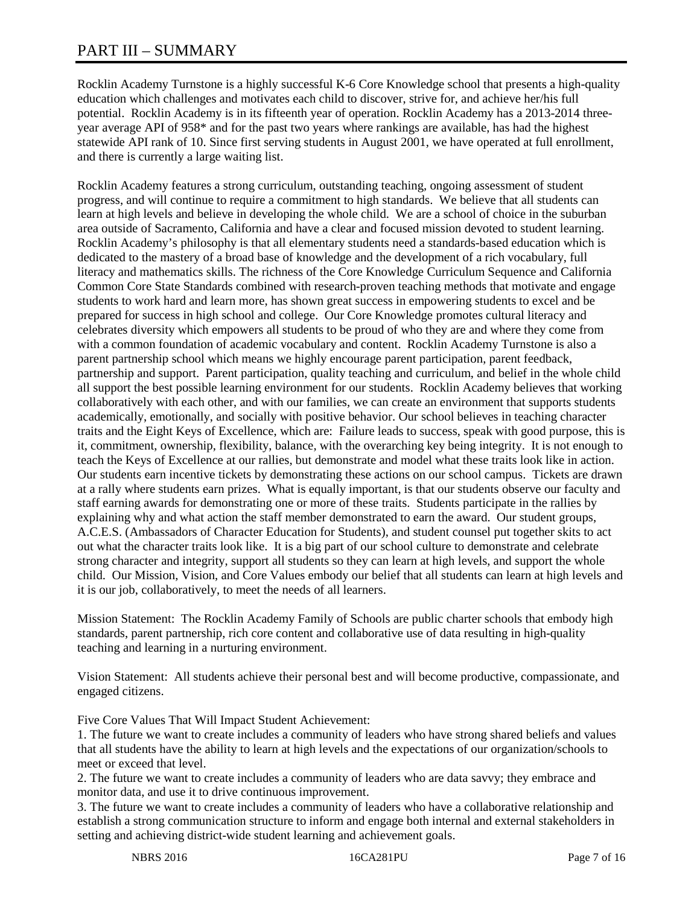# PART III – SUMMARY

Rocklin Academy Turnstone is a highly successful K-6 Core Knowledge school that presents a high-quality education which challenges and motivates each child to discover, strive for, and achieve her/his full potential. Rocklin Academy is in its fifteenth year of operation. Rocklin Academy has a 2013-2014 three-year average API of 958* and for the past two years where rankings are available, has had the highest statewide API rank of 10. Since first serving students in August 2001, we have operated at full enrollment, and there is currently a large waiting list.

Rocklin Academy features a strong curriculum, outstanding teaching, ongoing assessment of student progress, and will continue to require a commitment to high standards. We believe that all students can learn at high levels and believe in developing the whole child. We are a school of choice in the suburban area outside of Sacramento, California and have a clear and focused mission devoted to student learning. Rocklin Academy's philosophy is that all elementary students need a standards-based education which is dedicated to the mastery of a broad base of knowledge and the development of a rich vocabulary, full literacy and mathematics skills. The richness of the Core Knowledge Curriculum Sequence and California Common Core State Standards combined with research-proven teaching methods that motivate and engage students to work hard and learn more, has shown great success in empowering students to excel and be prepared for success in high school and college. Our Core Knowledge promotes cultural literacy and celebrates diversity which empowers all students to be proud of who they are and where they come from with a common foundation of academic vocabulary and content. Rocklin Academy Turnstone is also a parent partnership school which means we highly encourage parent participation, parent feedback, partnership and support. Parent participation, quality teaching and curriculum, and belief in the whole child all support the best possible learning environment for our students. Rocklin Academy believes that working collaboratively with each other, and with our families, we can create an environment that supports students academically, emotionally, and socially with positive behavior. Our school believes in teaching character traits and the Eight Keys of Excellence, which are: Failure leads to success, speak with good purpose, this is it, commitment, ownership, flexibility, balance, with the overarching key being integrity. It is not enough to teach the Keys of Excellence at our rallies, but demonstrate and model what these traits look like in action. Our students earn incentive tickets by demonstrating these actions on our school campus. Tickets are drawn at a rally where students earn prizes. What is equally important, is that our students observe our faculty and staff earning awards for demonstrating one or more of these traits. Students participate in the rallies by explaining why and what action the staff member demonstrated to earn the award. Our student groups, A.C.E.S. (Ambassadors of Character Education for Students), and student counsel put together skits to act out what the character traits look like. It is a big part of our school culture to demonstrate and celebrate strong character and integrity, support all students so they can learn at high levels, and support the whole child. Our Mission, Vision, and Core Values embody our belief that all students can learn at high levels and it is our job, collaboratively, to meet the needs of all learners.

Mission Statement: The Rocklin Academy Family of Schools are public charter schools that embody high standards, parent partnership, rich core content and collaborative use of data resulting in high-quality teaching and learning in a nurturing environment.

Vision Statement: All students achieve their personal best and will become productive, compassionate, and engaged citizens.

Five Core Values That Will Impact Student Achievement:

1. The future we want to create includes a community of leaders who have strong shared beliefs and values that all students have the ability to learn at high levels and the expectations of our organization/schools to meet or exceed that level.
2. The future we want to create includes a community of leaders who are data savvy; they embrace and monitor data, and use it to drive continuous improvement.
3. The future we want to create includes a community of leaders who have a collaborative relationship and establish a strong communication structure to inform and engage both internal and external stakeholders in setting and achieving district-wide student learning and achievement goals.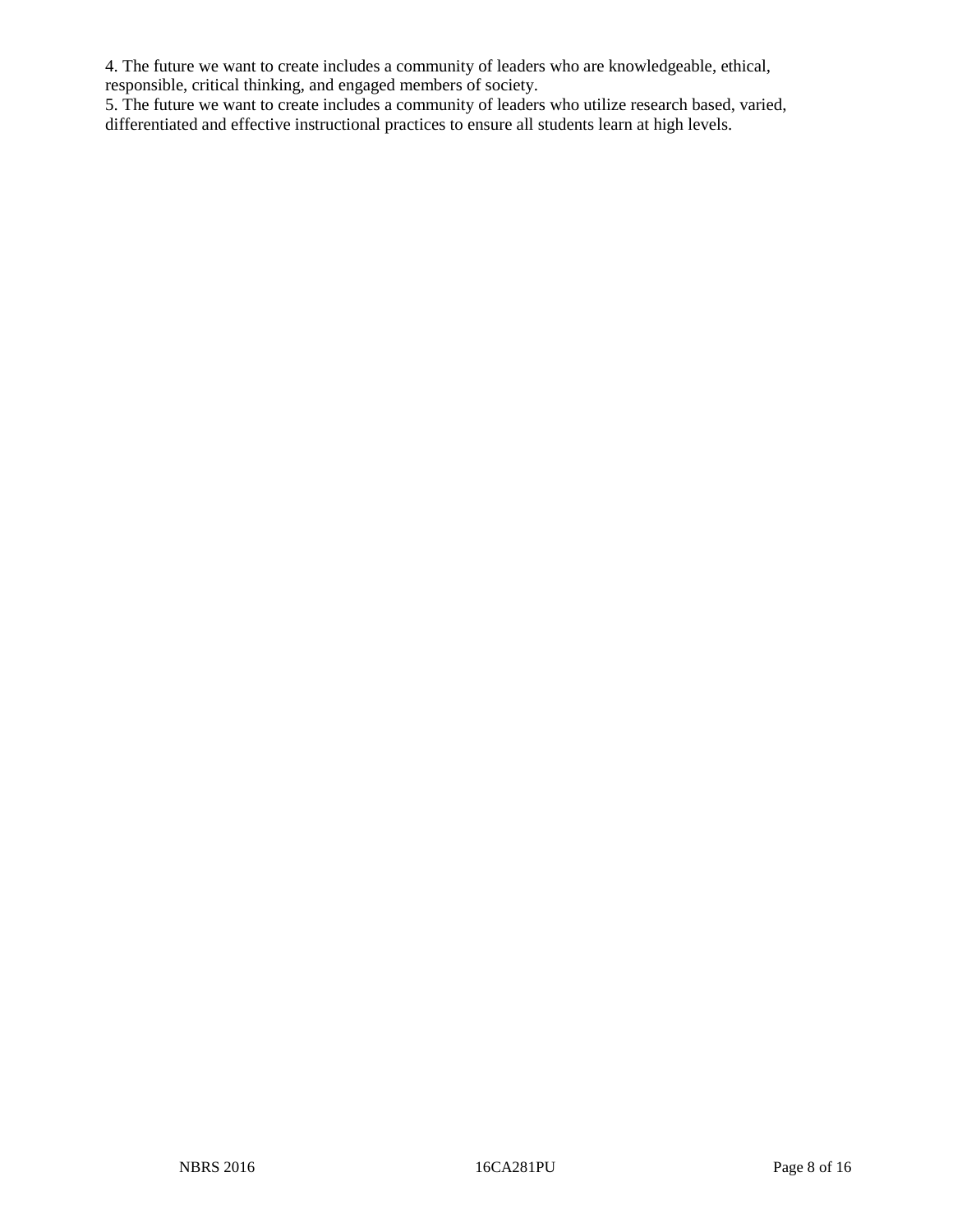4. The future we want to create includes a community of leaders who are knowledgeable, ethical, responsible, critical thinking, and engaged members of society.
5. The future we want to create includes a community of leaders who utilize research based, varied, differentiated and effective instructional practices to ensure all students learn at high levels.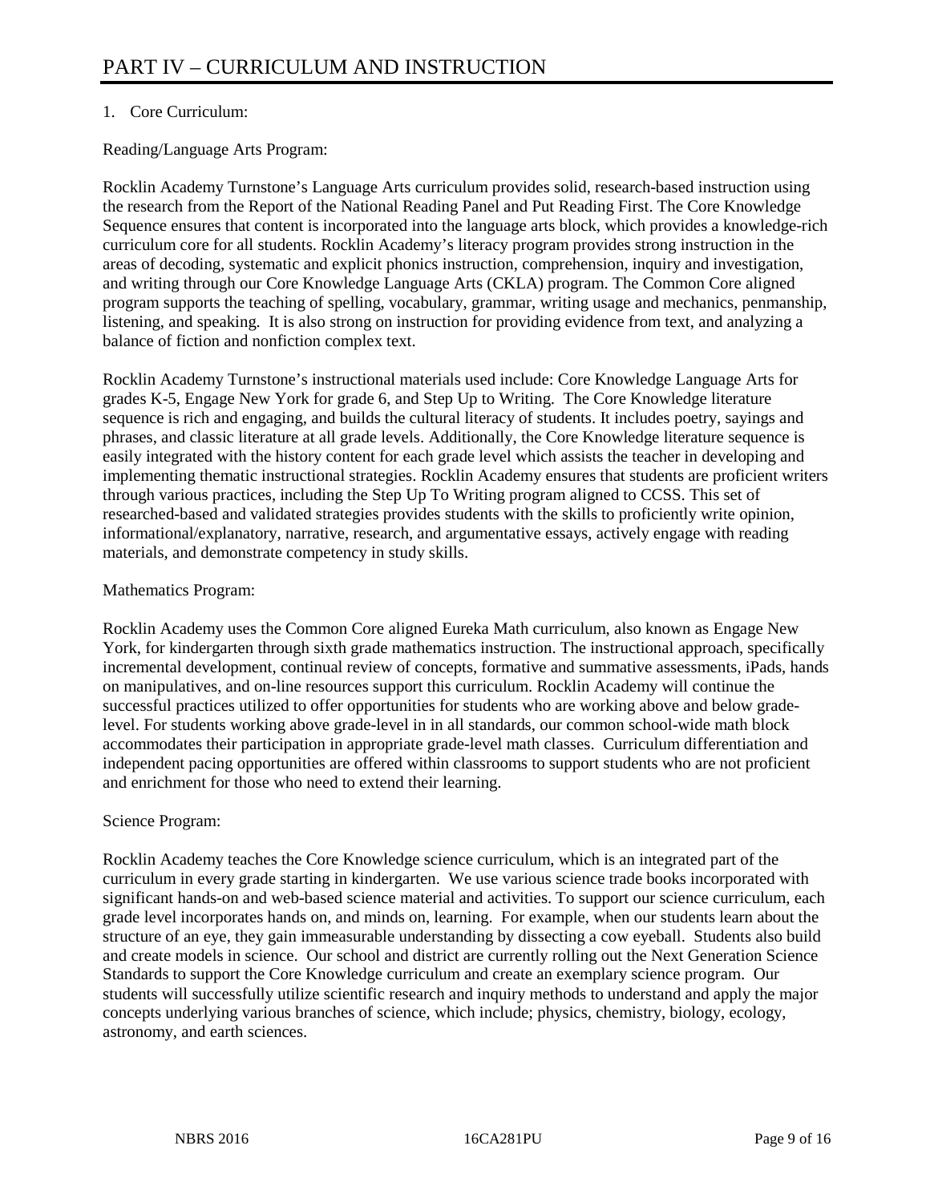# PART IV – CURRICULUM AND INSTRUCTION

1. Core Curriculum:

Reading/Language Arts Program:

Rocklin Academy Turnstone's Language Arts curriculum provides solid, research-based instruction using the research from the Report of the National Reading Panel and Put Reading First. The Core Knowledge Sequence ensures that content is incorporated into the language arts block, which provides a knowledge-rich curriculum core for all students. Rocklin Academy's literacy program provides strong instruction in the areas of decoding, systematic and explicit phonics instruction, comprehension, inquiry and investigation, and writing through our Core Knowledge Language Arts (CKLA) program. The Common Core aligned program supports the teaching of spelling, vocabulary, grammar, writing usage and mechanics, penmanship, listening, and speaking. It is also strong on instruction for providing evidence from text, and analyzing a balance of fiction and nonfiction complex text.

Rocklin Academy Turnstone's instructional materials used include: Core Knowledge Language Arts for grades K-5, Engage New York for grade 6, and Step Up to Writing. The Core Knowledge literature sequence is rich and engaging, and builds the cultural literacy of students. It includes poetry, sayings and phrases, and classic literature at all grade levels. Additionally, the Core Knowledge literature sequence is easily integrated with the history content for each grade level which assists the teacher in developing and implementing thematic instructional strategies. Rocklin Academy ensures that students are proficient writers through various practices, including the Step Up To Writing program aligned to CCSS. This set of researched-based and validated strategies provides students with the skills to proficiently write opinion, informational/explanatory, narrative, research, and argumentative essays, actively engage with reading materials, and demonstrate competency in study skills.

Mathematics Program:

Rocklin Academy uses the Common Core aligned Eureka Math curriculum, also known as Engage New York, for kindergarten through sixth grade mathematics instruction. The instructional approach, specifically incremental development, continual review of concepts, formative and summative assessments, iPads, hands on manipulatives, and on-line resources support this curriculum. Rocklin Academy will continue the successful practices utilized to offer opportunities for students who are working above and below grade-level. For students working above grade-level in in all standards, our common school-wide math block accommodates their participation in appropriate grade-level math classes. Curriculum differentiation and independent pacing opportunities are offered within classrooms to support students who are not proficient and enrichment for those who need to extend their learning.

Science Program:

Rocklin Academy teaches the Core Knowledge science curriculum, which is an integrated part of the curriculum in every grade starting in kindergarten. We use various science trade books incorporated with significant hands-on and web-based science material and activities. To support our science curriculum, each grade level incorporates hands on, and minds on, learning. For example, when our students learn about the structure of an eye, they gain immeasurable understanding by dissecting a cow eyeball. Students also build and create models in science. Our school and district are currently rolling out the Next Generation Science Standards to support the Core Knowledge curriculum and create an exemplary science program. Our students will successfully utilize scientific research and inquiry methods to understand and apply the major concepts underlying various branches of science, which include; physics, chemistry, biology, ecology, astronomy, and earth sciences.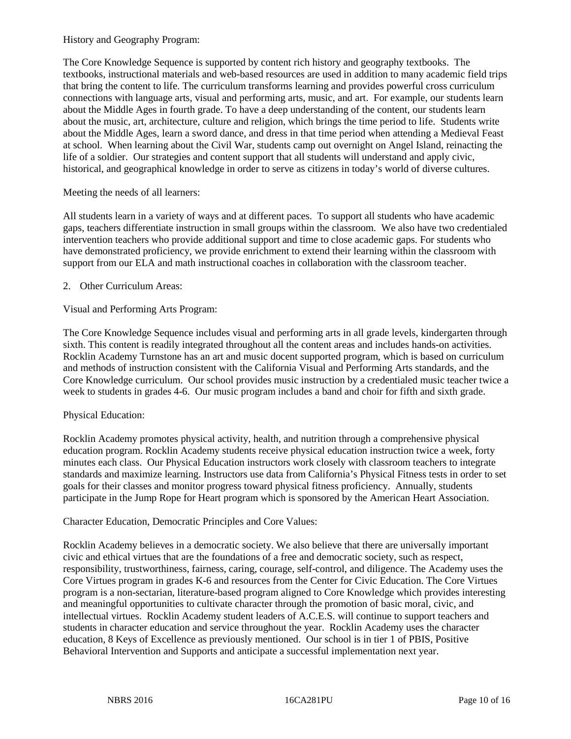History and Geography Program:

The Core Knowledge Sequence is supported by content rich history and geography textbooks. The textbooks, instructional materials and web-based resources are used in addition to many academic field trips that bring the content to life. The curriculum transforms learning and provides powerful cross curriculum connections with language arts, visual and performing arts, music, and art. For example, our students learn about the Middle Ages in fourth grade. To have a deep understanding of the content, our students learn about the music, art, architecture, culture and religion, which brings the time period to life. Students write about the Middle Ages, learn a sword dance, and dress in that time period when attending a Medieval Feast at school. When learning about the Civil War, students camp out overnight on Angel Island, reinacting the life of a soldier. Our strategies and content support that all students will understand and apply civic, historical, and geographical knowledge in order to serve as citizens in today's world of diverse cultures.

Meeting the needs of all learners:

All students learn in a variety of ways and at different paces. To support all students who have academic gaps, teachers differentiate instruction in small groups within the classroom. We also have two credentialed intervention teachers who provide additional support and time to close academic gaps. For students who have demonstrated proficiency, we provide enrichment to extend their learning within the classroom with support from our ELA and math instructional coaches in collaboration with the classroom teacher.

2. Other Curriculum Areas:

Visual and Performing Arts Program:

The Core Knowledge Sequence includes visual and performing arts in all grade levels, kindergarten through sixth. This content is readily integrated throughout all the content areas and includes hands-on activities. Rocklin Academy Turnstone has an art and music docent supported program, which is based on curriculum and methods of instruction consistent with the California Visual and Performing Arts standards, and the Core Knowledge curriculum. Our school provides music instruction by a credentialed music teacher twice a week to students in grades 4-6. Our music program includes a band and choir for fifth and sixth grade.

Physical Education:

Rocklin Academy promotes physical activity, health, and nutrition through a comprehensive physical education program. Rocklin Academy students receive physical education instruction twice a week, forty minutes each class. Our Physical Education instructors work closely with classroom teachers to integrate standards and maximize learning. Instructors use data from California's Physical Fitness tests in order to set goals for their classes and monitor progress toward physical fitness proficiency. Annually, students participate in the Jump Rope for Heart program which is sponsored by the American Heart Association.

Character Education, Democratic Principles and Core Values:

Rocklin Academy believes in a democratic society. We also believe that there are universally important civic and ethical virtues that are the foundations of a free and democratic society, such as respect, responsibility, trustworthiness, fairness, caring, courage, self-control, and diligence. The Academy uses the Core Virtues program in grades K-6 and resources from the Center for Civic Education. The Core Virtues program is a non-sectarian, literature-based program aligned to Core Knowledge which provides interesting and meaningful opportunities to cultivate character through the promotion of basic moral, civic, and intellectual virtues. Rocklin Academy student leaders of A.C.E.S. will continue to support teachers and students in character education and service throughout the year. Rocklin Academy uses the character education, 8 Keys of Excellence as previously mentioned. Our school is in tier 1 of PBIS, Positive Behavioral Intervention and Supports and anticipate a successful implementation next year.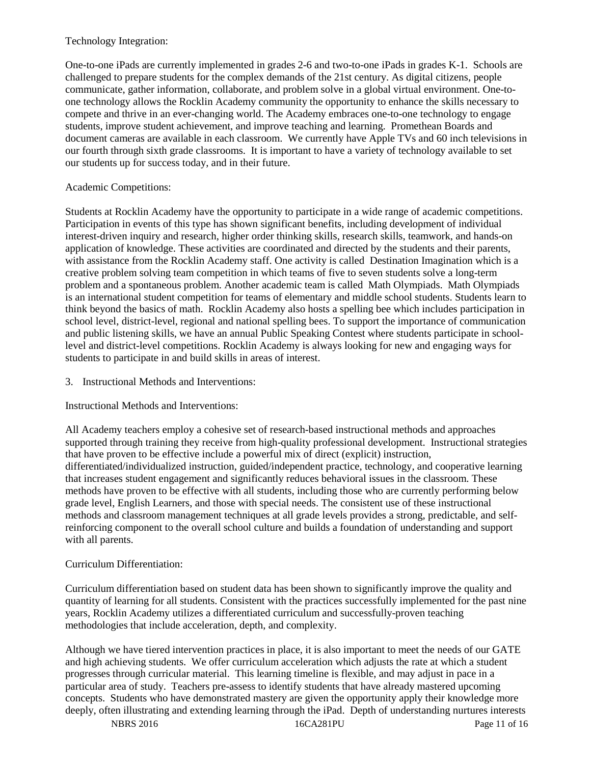Technology Integration:

One-to-one iPads are currently implemented in grades 2-6 and two-to-one iPads in grades K-1. Schools are challenged to prepare students for the complex demands of the 21st century. As digital citizens, people communicate, gather information, collaborate, and problem solve in a global virtual environment. One-to-one technology allows the Rocklin Academy community the opportunity to enhance the skills necessary to compete and thrive in an ever-changing world. The Academy embraces one-to-one technology to engage students, improve student achievement, and improve teaching and learning. Promethean Boards and document cameras are available in each classroom. We currently have Apple TVs and 60 inch televisions in our fourth through sixth grade classrooms. It is important to have a variety of technology available to set our students up for success today, and in their future.

Academic Competitions:

Students at Rocklin Academy have the opportunity to participate in a wide range of academic competitions. Participation in events of this type has shown significant benefits, including development of individual interest-driven inquiry and research, higher order thinking skills, research skills, teamwork, and hands-on application of knowledge. These activities are coordinated and directed by the students and their parents, with assistance from the Rocklin Academy staff. One activity is called Destination Imagination which is a creative problem solving team competition in which teams of five to seven students solve a long-term problem and a spontaneous problem. Another academic team is called Math Olympiads. Math Olympiads is an international student competition for teams of elementary and middle school students. Students learn to think beyond the basics of math. Rocklin Academy also hosts a spelling bee which includes participation in school level, district-level, regional and national spelling bees. To support the importance of communication and public listening skills, we have an annual Public Speaking Contest where students participate in school-level and district-level competitions. Rocklin Academy is always looking for new and engaging ways for students to participate in and build skills in areas of interest.

3. Instructional Methods and Interventions:

Instructional Methods and Interventions:

All Academy teachers employ a cohesive set of research-based instructional methods and approaches supported through training they receive from high-quality professional development. Instructional strategies that have proven to be effective include a powerful mix of direct (explicit) instruction, differentiated/individualized instruction, guided/independent practice, technology, and cooperative learning that increases student engagement and significantly reduces behavioral issues in the classroom. These methods have proven to be effective with all students, including those who are currently performing below grade level, English Learners, and those with special needs. The consistent use of these instructional methods and classroom management techniques at all grade levels provides a strong, predictable, and self-reinforcing component to the overall school culture and builds a foundation of understanding and support with all parents.

Curriculum Differentiation:

Curriculum differentiation based on student data has been shown to significantly improve the quality and quantity of learning for all students. Consistent with the practices successfully implemented for the past nine years, Rocklin Academy utilizes a differentiated curriculum and successfully-proven teaching methodologies that include acceleration, depth, and complexity.

Although we have tiered intervention practices in place, it is also important to meet the needs of our GATE and high achieving students. We offer curriculum acceleration which adjusts the rate at which a student progresses through curricular material. This learning timeline is flexible, and may adjust in pace in a particular area of study. Teachers pre-assess to identify students that have already mastered upcoming concepts. Students who have demonstrated mastery are given the opportunity apply their knowledge more deeply, often illustrating and extending learning through the iPad. Depth of understanding nurtures interests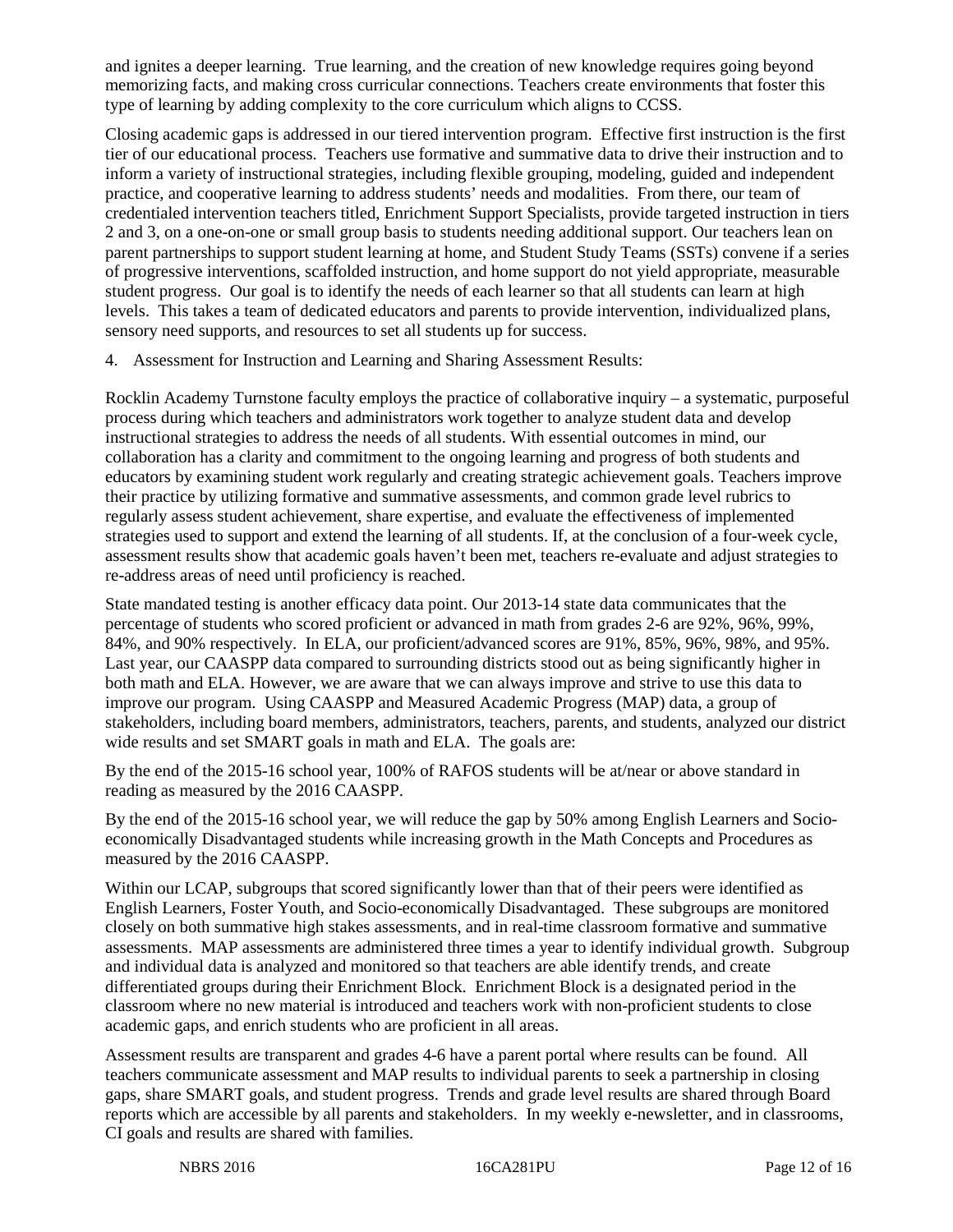and ignites a deeper learning. True learning, and the creation of new knowledge requires going beyond memorizing facts, and making cross curricular connections. Teachers create environments that foster this type of learning by adding complexity to the core curriculum which aligns to CCSS.

Closing academic gaps is addressed in our tiered intervention program. Effective first instruction is the first tier of our educational process. Teachers use formative and summative data to drive their instruction and to inform a variety of instructional strategies, including flexible grouping, modeling, guided and independent practice, and cooperative learning to address students' needs and modalities. From there, our team of credentialed intervention teachers titled, Enrichment Support Specialists, provide targeted instruction in tiers 2 and 3, on a one-on-one or small group basis to students needing additional support. Our teachers lean on parent partnerships to support student learning at home, and Student Study Teams (SSTs) convene if a series of progressive interventions, scaffolded instruction, and home support do not yield appropriate, measurable student progress. Our goal is to identify the needs of each learner so that all students can learn at high levels. This takes a team of dedicated educators and parents to provide intervention, individualized plans, sensory need supports, and resources to set all students up for success.

4. Assessment for Instruction and Learning and Sharing Assessment Results:

Rocklin Academy Turnstone faculty employs the practice of collaborative inquiry – a systematic, purposeful process during which teachers and administrators work together to analyze student data and develop instructional strategies to address the needs of all students. With essential outcomes in mind, our collaboration has a clarity and commitment to the ongoing learning and progress of both students and educators by examining student work regularly and creating strategic achievement goals. Teachers improve their practice by utilizing formative and summative assessments, and common grade level rubrics to regularly assess student achievement, share expertise, and evaluate the effectiveness of implemented strategies used to support and extend the learning of all students. If, at the conclusion of a four-week cycle, assessment results show that academic goals haven't been met, teachers re-evaluate and adjust strategies to re-address areas of need until proficiency is reached.

State mandated testing is another efficacy data point. Our 2013-14 state data communicates that the percentage of students who scored proficient or advanced in math from grades 2-6 are 92%, 96%, 99%, 84%, and 90% respectively. In ELA, our proficient/advanced scores are 91%, 85%, 96%, 98%, and 95%. Last year, our CAASPP data compared to surrounding districts stood out as being significantly higher in both math and ELA. However, we are aware that we can always improve and strive to use this data to improve our program. Using CAASPP and Measured Academic Progress (MAP) data, a group of stakeholders, including board members, administrators, teachers, parents, and students, analyzed our district wide results and set SMART goals in math and ELA. The goals are:

By the end of the 2015-16 school year, 100% of RAFOS students will be at/near or above standard in reading as measured by the 2016 CAASPP.

By the end of the 2015-16 school year, we will reduce the gap by 50% among English Learners and Socio-economically Disadvantaged students while increasing growth in the Math Concepts and Procedures as measured by the 2016 CAASPP.

Within our LCAP, subgroups that scored significantly lower than that of their peers were identified as English Learners, Foster Youth, and Socio-economically Disadvantaged. These subgroups are monitored closely on both summative high stakes assessments, and in real-time classroom formative and summative assessments. MAP assessments are administered three times a year to identify individual growth. Subgroup and individual data is analyzed and monitored so that teachers are able identify trends, and create differentiated groups during their Enrichment Block. Enrichment Block is a designated period in the classroom where no new material is introduced and teachers work with non-proficient students to close academic gaps, and enrich students who are proficient in all areas.

Assessment results are transparent and grades 4-6 have a parent portal where results can be found. All teachers communicate assessment and MAP results to individual parents to seek a partnership in closing gaps, share SMART goals, and student progress. Trends and grade level results are shared through Board reports which are accessible by all parents and stakeholders. In my weekly e-newsletter, and in classrooms, CI goals and results are shared with families.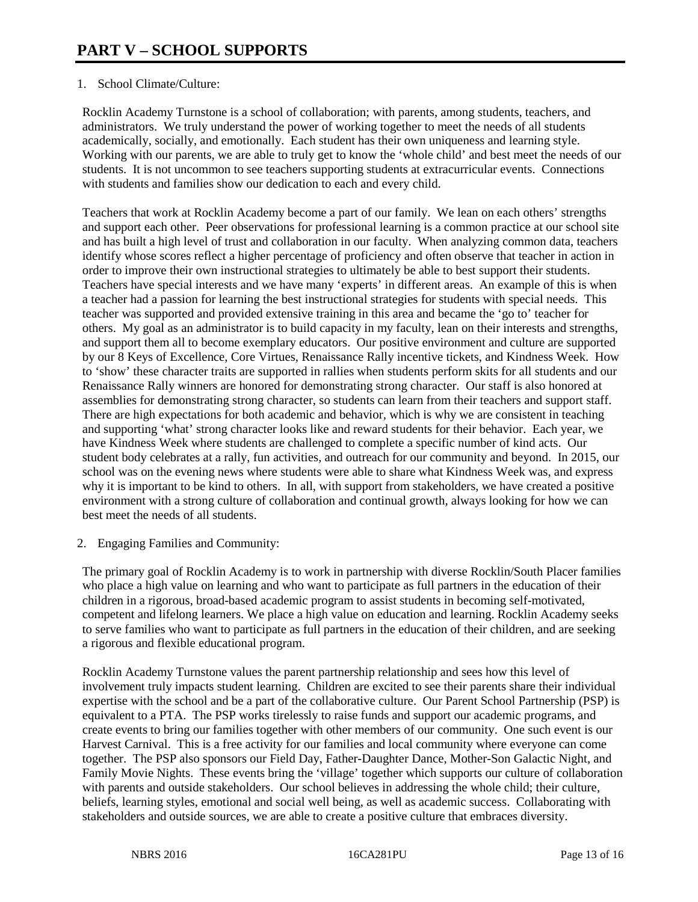# PART V – SCHOOL SUPPORTS

1. School Climate/Culture:

Rocklin Academy Turnstone is a school of collaboration; with parents, among students, teachers, and administrators. We truly understand the power of working together to meet the needs of all students academically, socially, and emotionally. Each student has their own uniqueness and learning style. Working with our parents, we are able to truly get to know the 'whole child' and best meet the needs of our students. It is not uncommon to see teachers supporting students at extracurricular events. Connections with students and families show our dedication to each and every child.

Teachers that work at Rocklin Academy become a part of our family. We lean on each others' strengths and support each other. Peer observations for professional learning is a common practice at our school site and has built a high level of trust and collaboration in our faculty. When analyzing common data, teachers identify whose scores reflect a higher percentage of proficiency and often observe that teacher in action in order to improve their own instructional strategies to ultimately be able to best support their students. Teachers have special interests and we have many 'experts' in different areas. An example of this is when a teacher had a passion for learning the best instructional strategies for students with special needs. This teacher was supported and provided extensive training in this area and became the 'go to' teacher for others. My goal as an administrator is to build capacity in my faculty, lean on their interests and strengths, and support them all to become exemplary educators. Our positive environment and culture are supported by our 8 Keys of Excellence, Core Virtues, Renaissance Rally incentive tickets, and Kindness Week. How to 'show' these character traits are supported in rallies when students perform skits for all students and our Renaissance Rally winners are honored for demonstrating strong character. Our staff is also honored at assemblies for demonstrating strong character, so students can learn from their teachers and support staff. There are high expectations for both academic and behavior, which is why we are consistent in teaching and supporting 'what' strong character looks like and reward students for their behavior. Each year, we have Kindness Week where students are challenged to complete a specific number of kind acts. Our student body celebrates at a rally, fun activities, and outreach for our community and beyond. In 2015, our school was on the evening news where students were able to share what Kindness Week was, and express why it is important to be kind to others. In all, with support from stakeholders, we have created a positive environment with a strong culture of collaboration and continual growth, always looking for how we can best meet the needs of all students.

2. Engaging Families and Community:

The primary goal of Rocklin Academy is to work in partnership with diverse Rocklin/South Placer families who place a high value on learning and who want to participate as full partners in the education of their children in a rigorous, broad-based academic program to assist students in becoming self-motivated, competent and lifelong learners. We place a high value on education and learning. Rocklin Academy seeks to serve families who want to participate as full partners in the education of their children, and are seeking a rigorous and flexible educational program.

Rocklin Academy Turnstone values the parent partnership relationship and sees how this level of involvement truly impacts student learning. Children are excited to see their parents share their individual expertise with the school and be a part of the collaborative culture. Our Parent School Partnership (PSP) is equivalent to a PTA. The PSP works tirelessly to raise funds and support our academic programs, and create events to bring our families together with other members of our community. One such event is our Harvest Carnival. This is a free activity for our families and local community where everyone can come together. The PSP also sponsors our Field Day, Father-Daughter Dance, Mother-Son Galactic Night, and Family Movie Nights. These events bring the 'village' together which supports our culture of collaboration with parents and outside stakeholders. Our school believes in addressing the whole child; their culture, beliefs, learning styles, emotional and social well being, as well as academic success. Collaborating with stakeholders and outside sources, we are able to create a positive culture that embraces diversity.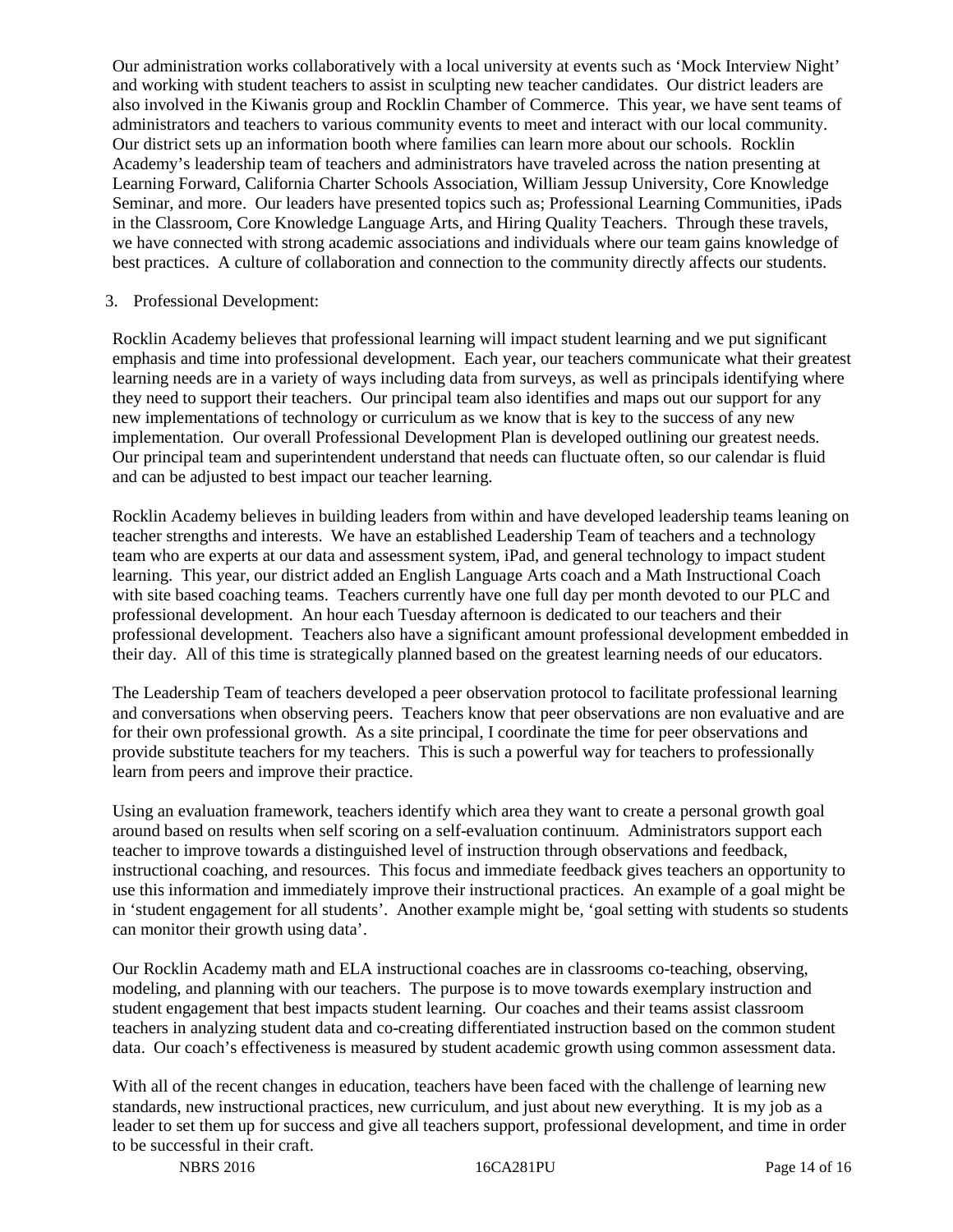Our administration works collaboratively with a local university at events such as 'Mock Interview Night' and working with student teachers to assist in sculpting new teacher candidates. Our district leaders are also involved in the Kiwanis group and Rocklin Chamber of Commerce. This year, we have sent teams of administrators and teachers to various community events to meet and interact with our local community. Our district sets up an information booth where families can learn more about our schools. Rocklin Academy's leadership team of teachers and administrators have traveled across the nation presenting at Learning Forward, California Charter Schools Association, William Jessup University, Core Knowledge Seminar, and more. Our leaders have presented topics such as; Professional Learning Communities, iPads in the Classroom, Core Knowledge Language Arts, and Hiring Quality Teachers. Through these travels, we have connected with strong academic associations and individuals where our team gains knowledge of best practices. A culture of collaboration and connection to the community directly affects our students.

3. Professional Development:

Rocklin Academy believes that professional learning will impact student learning and we put significant emphasis and time into professional development. Each year, our teachers communicate what their greatest learning needs are in a variety of ways including data from surveys, as well as principals identifying where they need to support their teachers. Our principal team also identifies and maps out our support for any new implementations of technology or curriculum as we know that is key to the success of any new implementation. Our overall Professional Development Plan is developed outlining our greatest needs. Our principal team and superintendent understand that needs can fluctuate often, so our calendar is fluid and can be adjusted to best impact our teacher learning.

Rocklin Academy believes in building leaders from within and have developed leadership teams leaning on teacher strengths and interests. We have an established Leadership Team of teachers and a technology team who are experts at our data and assessment system, iPad, and general technology to impact student learning. This year, our district added an English Language Arts coach and a Math Instructional Coach with site based coaching teams. Teachers currently have one full day per month devoted to our PLC and professional development. An hour each Tuesday afternoon is dedicated to our teachers and their professional development. Teachers also have a significant amount professional development embedded in their day. All of this time is strategically planned based on the greatest learning needs of our educators.

The Leadership Team of teachers developed a peer observation protocol to facilitate professional learning and conversations when observing peers. Teachers know that peer observations are non evaluative and are for their own professional growth. As a site principal, I coordinate the time for peer observations and provide substitute teachers for my teachers. This is such a powerful way for teachers to professionally learn from peers and improve their practice.

Using an evaluation framework, teachers identify which area they want to create a personal growth goal around based on results when self scoring on a self-evaluation continuum. Administrators support each teacher to improve towards a distinguished level of instruction through observations and feedback, instructional coaching, and resources. This focus and immediate feedback gives teachers an opportunity to use this information and immediately improve their instructional practices. An example of a goal might be in 'student engagement for all students'. Another example might be, 'goal setting with students so students can monitor their growth using data'.

Our Rocklin Academy math and ELA instructional coaches are in classrooms co-teaching, observing, modeling, and planning with our teachers. The purpose is to move towards exemplary instruction and student engagement that best impacts student learning. Our coaches and their teams assist classroom teachers in analyzing student data and co-creating differentiated instruction based on the common student data. Our coach's effectiveness is measured by student academic growth using common assessment data.

With all of the recent changes in education, teachers have been faced with the challenge of learning new standards, new instructional practices, new curriculum, and just about new everything. It is my job as a leader to set them up for success and give all teachers support, professional development, and time in order to be successful in their craft.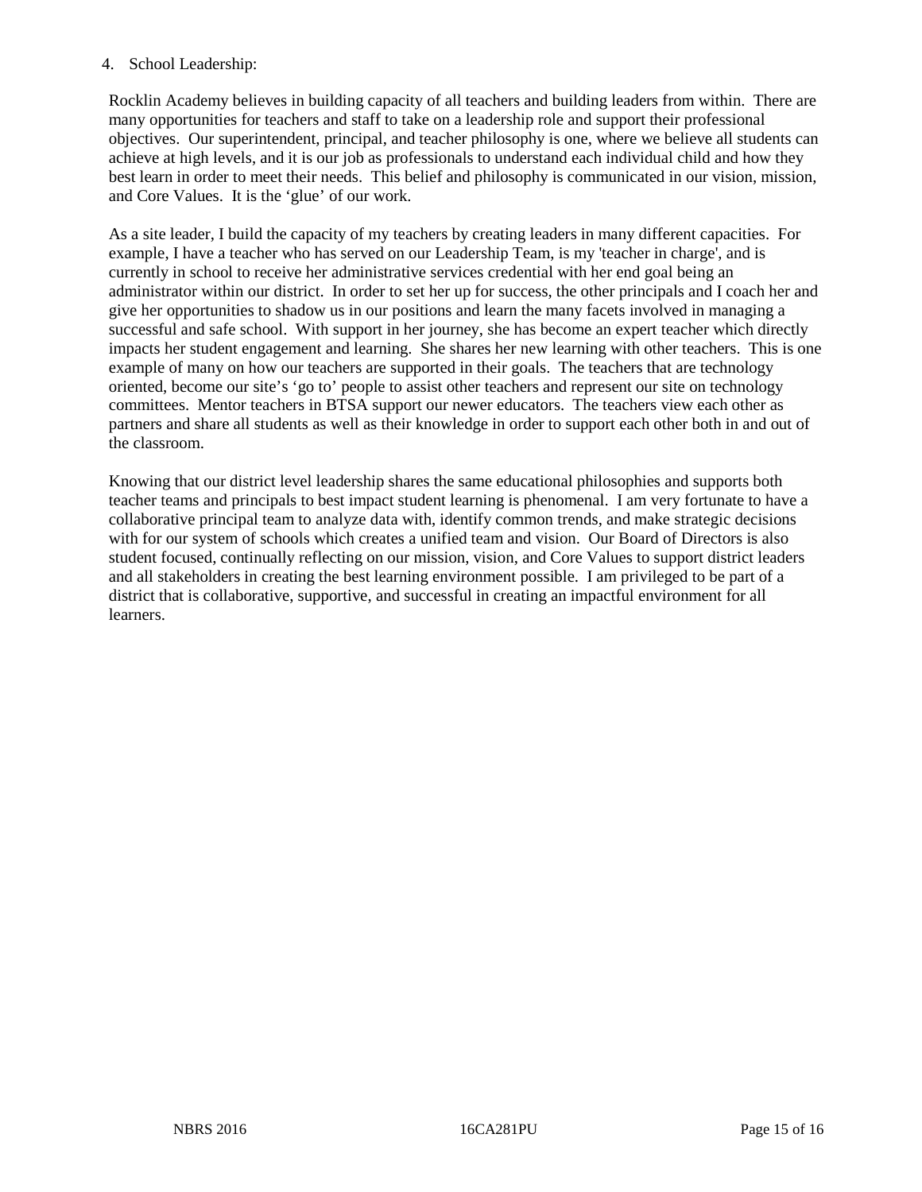4. School Leadership:

Rocklin Academy believes in building capacity of all teachers and building leaders from within. There are many opportunities for teachers and staff to take on a leadership role and support their professional objectives. Our superintendent, principal, and teacher philosophy is one, where we believe all students can achieve at high levels, and it is our job as professionals to understand each individual child and how they best learn in order to meet their needs. This belief and philosophy is communicated in our vision, mission, and Core Values. It is the 'glue' of our work.

As a site leader, I build the capacity of my teachers by creating leaders in many different capacities. For example, I have a teacher who has served on our Leadership Team, is my 'teacher in charge', and is currently in school to receive her administrative services credential with her end goal being an administrator within our district. In order to set her up for success, the other principals and I coach her and give her opportunities to shadow us in our positions and learn the many facets involved in managing a successful and safe school. With support in her journey, she has become an expert teacher which directly impacts her student engagement and learning. She shares her new learning with other teachers. This is one example of many on how our teachers are supported in their goals. The teachers that are technology oriented, become our site's 'go to' people to assist other teachers and represent our site on technology committees. Mentor teachers in BTSA support our newer educators. The teachers view each other as partners and share all students as well as their knowledge in order to support each other both in and out of the classroom.

Knowing that our district level leadership shares the same educational philosophies and supports both teacher teams and principals to best impact student learning is phenomenal. I am very fortunate to have a collaborative principal team to analyze data with, identify common trends, and make strategic decisions with for our system of schools which creates a unified team and vision. Our Board of Directors is also student focused, continually reflecting on our mission, vision, and Core Values to support district leaders and all stakeholders in creating the best learning environment possible. I am privileged to be part of a district that is collaborative, supportive, and successful in creating an impactful environment for all learners.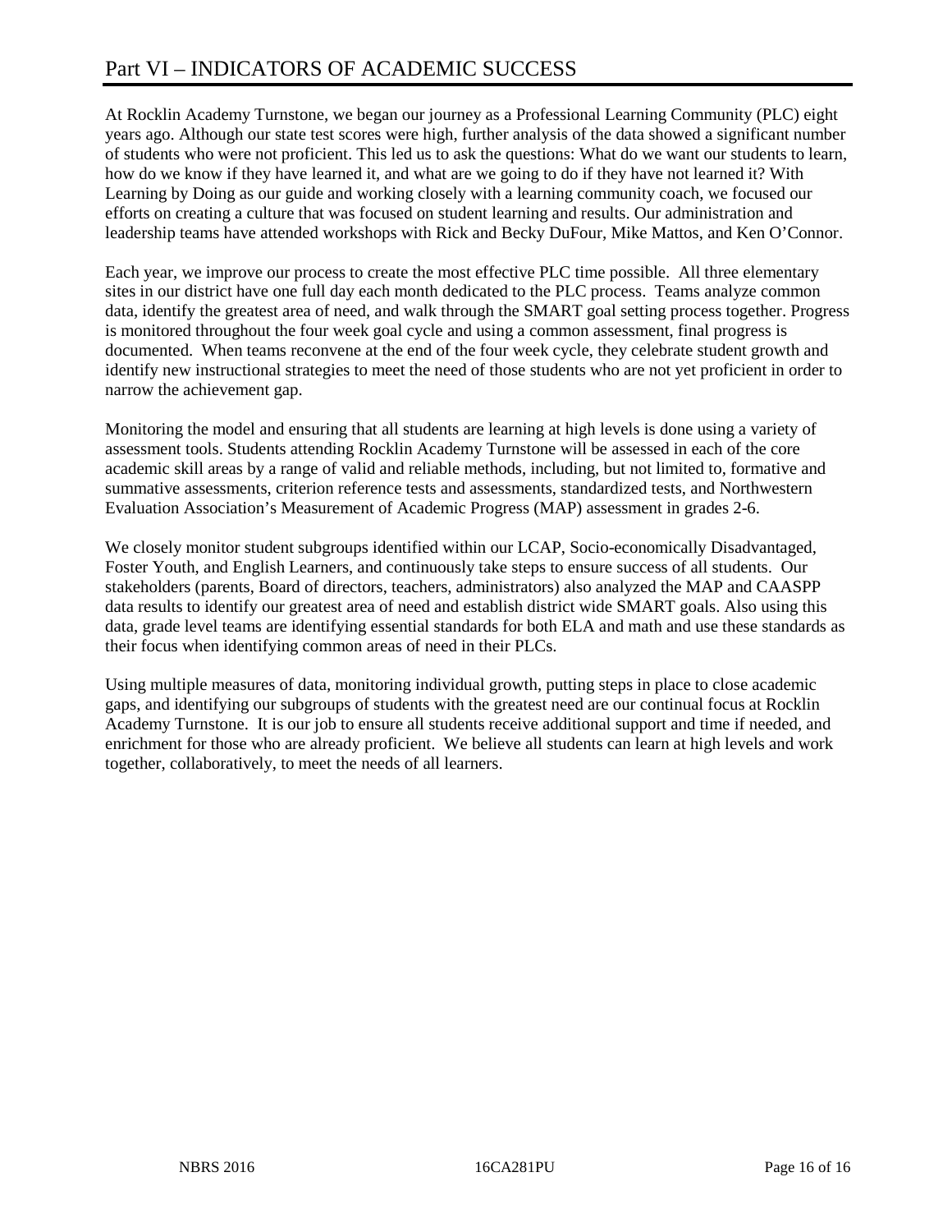# Part VI – INDICATORS OF ACADEMIC SUCCESS

At Rocklin Academy Turnstone, we began our journey as a Professional Learning Community (PLC) eight years ago. Although our state test scores were high, further analysis of the data showed a significant number of students who were not proficient. This led us to ask the questions: What do we want our students to learn, how do we know if they have learned it, and what are we going to do if they have not learned it? With Learning by Doing as our guide and working closely with a learning community coach, we focused our efforts on creating a culture that was focused on student learning and results. Our administration and leadership teams have attended workshops with Rick and Becky DuFour, Mike Mattos, and Ken O'Connor.

Each year, we improve our process to create the most effective PLC time possible. All three elementary sites in our district have one full day each month dedicated to the PLC process. Teams analyze common data, identify the greatest area of need, and walk through the SMART goal setting process together. Progress is monitored throughout the four week goal cycle and using a common assessment, final progress is documented. When teams reconvene at the end of the four week cycle, they celebrate student growth and identify new instructional strategies to meet the need of those students who are not yet proficient in order to narrow the achievement gap.

Monitoring the model and ensuring that all students are learning at high levels is done using a variety of assessment tools. Students attending Rocklin Academy Turnstone will be assessed in each of the core academic skill areas by a range of valid and reliable methods, including, but not limited to, formative and summative assessments, criterion reference tests and assessments, standardized tests, and Northwestern Evaluation Association's Measurement of Academic Progress (MAP) assessment in grades 2-6.

We closely monitor student subgroups identified within our LCAP, Socio-economically Disadvantaged, Foster Youth, and English Learners, and continuously take steps to ensure success of all students. Our stakeholders (parents, Board of directors, teachers, administrators) also analyzed the MAP and CAASPP data results to identify our greatest area of need and establish district wide SMART goals. Also using this data, grade level teams are identifying essential standards for both ELA and math and use these standards as their focus when identifying common areas of need in their PLCs.

Using multiple measures of data, monitoring individual growth, putting steps in place to close academic gaps, and identifying our subgroups of students with the greatest need are our continual focus at Rocklin Academy Turnstone. It is our job to ensure all students receive additional support and time if needed, and enrichment for those who are already proficient. We believe all students can learn at high levels and work together, collaboratively, to meet the needs of all learners.